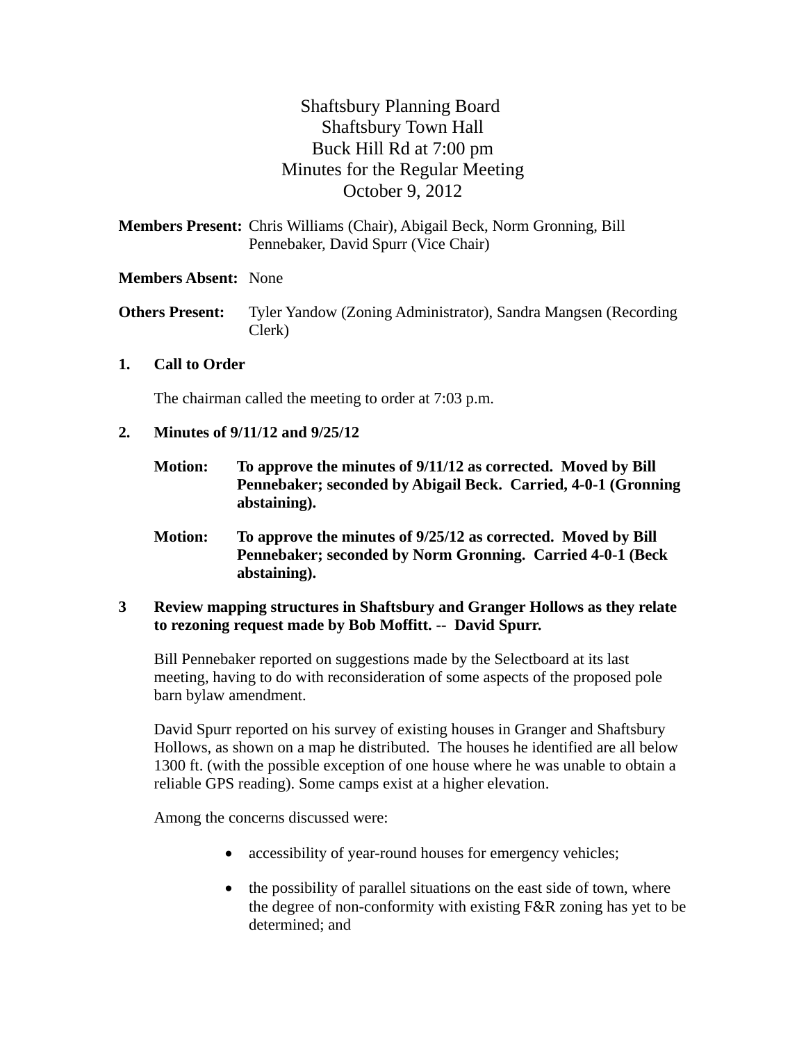# Shaftsbury Planning Board
Shaftsbury Town Hall
Buck Hill Rd at 7:00 pm
Minutes for the Regular Meeting
October 9, 2012

**Members Present:** Chris Williams (Chair), Abigail Beck, Norm Gronning, Bill Pennebaker, David Spurr (Vice Chair)

**Members Absent:** None

**Others Present:** Tyler Yandow (Zoning Administrator), Sandra Mangsen (Recording Clerk)

## 1. Call to Order

The chairman called the meeting to order at 7:03 p.m.

## 2. Minutes of 9/11/12 and 9/25/12

**Motion: To approve the minutes of 9/11/12 as corrected. Moved by Bill Pennebaker; seconded by Abigail Beck. Carried, 4-0-1 (Gronning abstaining).**

**Motion: To approve the minutes of 9/25/12 as corrected. Moved by Bill Pennebaker; seconded by Norm Gronning. Carried 4-0-1 (Beck abstaining).**

## 3 Review mapping structures in Shaftsbury and Granger Hollows as they relate to rezoning request made by Bob Moffitt. -- David Spurr.

Bill Pennebaker reported on suggestions made by the Selectboard at its last meeting, having to do with reconsideration of some aspects of the proposed pole barn bylaw amendment.

David Spurr reported on his survey of existing houses in Granger and Shaftsbury Hollows, as shown on a map he distributed. The houses he identified are all below 1300 ft. (with the possible exception of one house where he was unable to obtain a reliable GPS reading). Some camps exist at a higher elevation.

Among the concerns discussed were:

- accessibility of year-round houses for emergency vehicles;
- the possibility of parallel situations on the east side of town, where the degree of non-conformity with existing F&R zoning has yet to be determined; and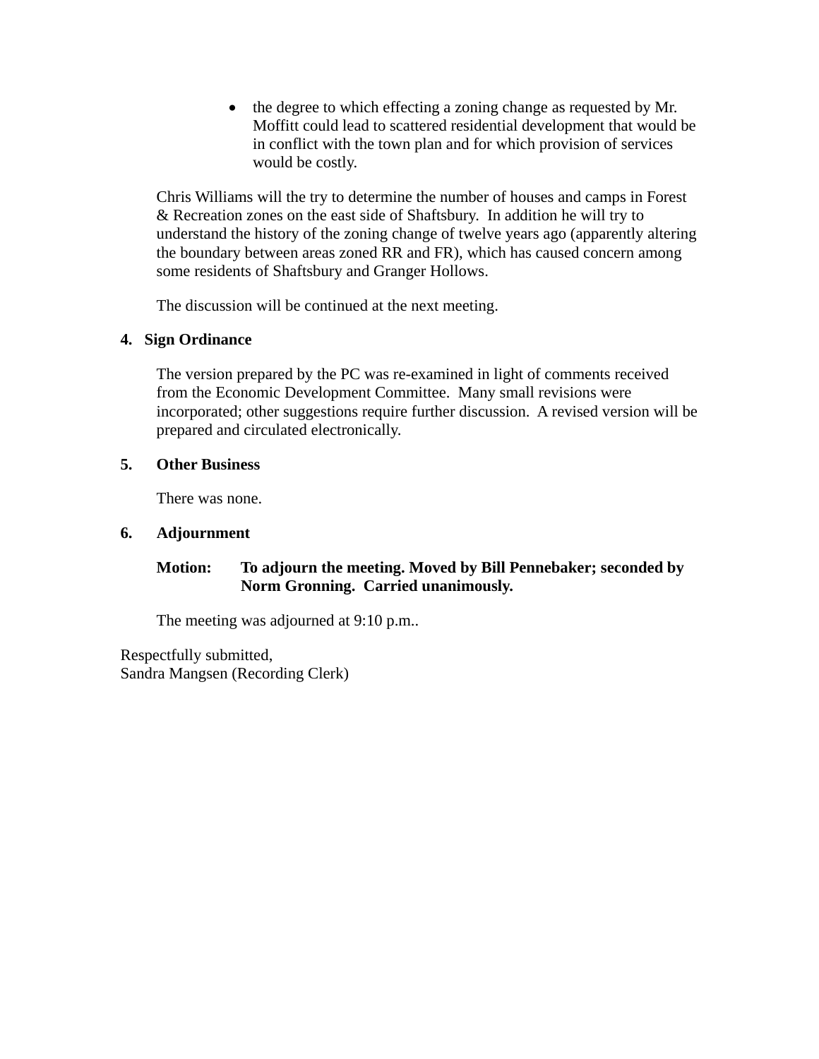- the degree to which effecting a zoning change as requested by Mr. Moffitt could lead to scattered residential development that would be in conflict with the town plan and for which provision of services would be costly.

Chris Williams will the try to determine the number of houses and camps in Forest & Recreation zones on the east side of Shaftsbury. In addition he will try to understand the history of the zoning change of twelve years ago (apparently altering the boundary between areas zoned RR and FR), which has caused concern among some residents of Shaftsbury and Granger Hollows.

The discussion will be continued at the next meeting.

**4. Sign Ordinance**

The version prepared by the PC was re-examined in light of comments received from the Economic Development Committee. Many small revisions were incorporated; other suggestions require further discussion. A revised version will be prepared and circulated electronically.

**5. Other Business**

There was none.

**6. Adjournment**

**Motion: To adjourn the meeting. Moved by Bill Pennebaker; seconded by Norm Gronning. Carried unanimously.**

The meeting was adjourned at 9:10 p.m..

Respectfully submitted,
Sandra Mangsen (Recording Clerk)